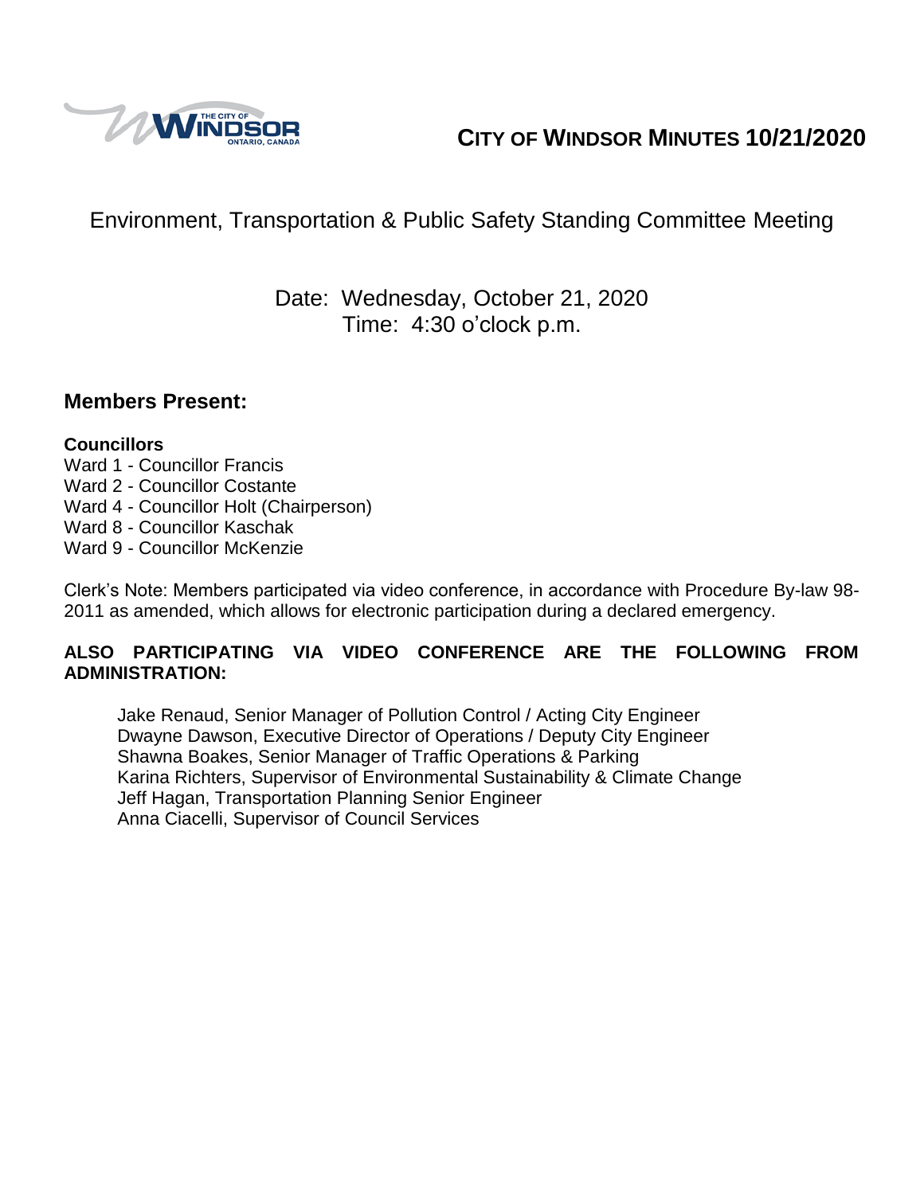# CITY OF WINDSOR MINUTES 10/21/2020

## Environment, Transportation & Public Safety Standing Committee Meeting

Date: Wednesday, October 21, 2020
Time: 4:30 o'clock p.m.

## Members Present:

**Councillors**
Ward 1 - Councillor Francis
Ward 2 - Councillor Costante
Ward 4 - Councillor Holt (Chairperson)
Ward 8 - Councillor Kaschak
Ward 9 - Councillor McKenzie

Clerk's Note: Members participated via video conference, in accordance with Procedure By-law 98-2011 as amended, which allows for electronic participation during a declared emergency.

**ALSO PARTICIPATING VIA VIDEO CONFERENCE ARE THE FOLLOWING FROM ADMINISTRATION:**

Jake Renaud, Senior Manager of Pollution Control / Acting City Engineer
Dwayne Dawson, Executive Director of Operations / Deputy City Engineer
Shawna Boakes, Senior Manager of Traffic Operations & Parking
Karina Richters, Supervisor of Environmental Sustainability & Climate Change
Jeff Hagan, Transportation Planning Senior Engineer
Anna Ciacelli, Supervisor of Council Services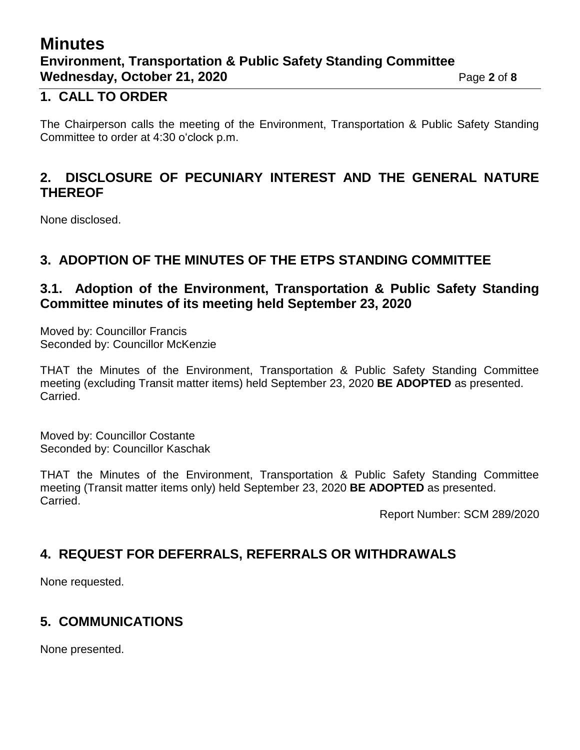## 1. CALL TO ORDER

The Chairperson calls the meeting of the Environment, Transportation & Public Safety Standing Committee to order at 4:30 o'clock p.m.

## 2. DISCLOSURE OF PECUNIARY INTEREST AND THE GENERAL NATURE THEREOF

None disclosed.

## 3. ADOPTION OF THE MINUTES OF THE ETPS STANDING COMMITTEE

### 3.1. Adoption of the Environment, Transportation & Public Safety Standing Committee minutes of its meeting held September 23, 2020

Moved by: Councillor Francis
Seconded by: Councillor McKenzie

THAT the Minutes of the Environment, Transportation & Public Safety Standing Committee meeting (excluding Transit matter items) held September 23, 2020 **BE ADOPTED** as presented.
Carried.

Moved by: Councillor Costante
Seconded by: Councillor Kaschak

THAT the Minutes of the Environment, Transportation & Public Safety Standing Committee meeting (Transit matter items only) held September 23, 2020 **BE ADOPTED** as presented.
Carried.

Report Number: SCM 289/2020

## 4. REQUEST FOR DEFERRALS, REFERRALS OR WITHDRAWALS

None requested.

## 5. COMMUNICATIONS

None presented.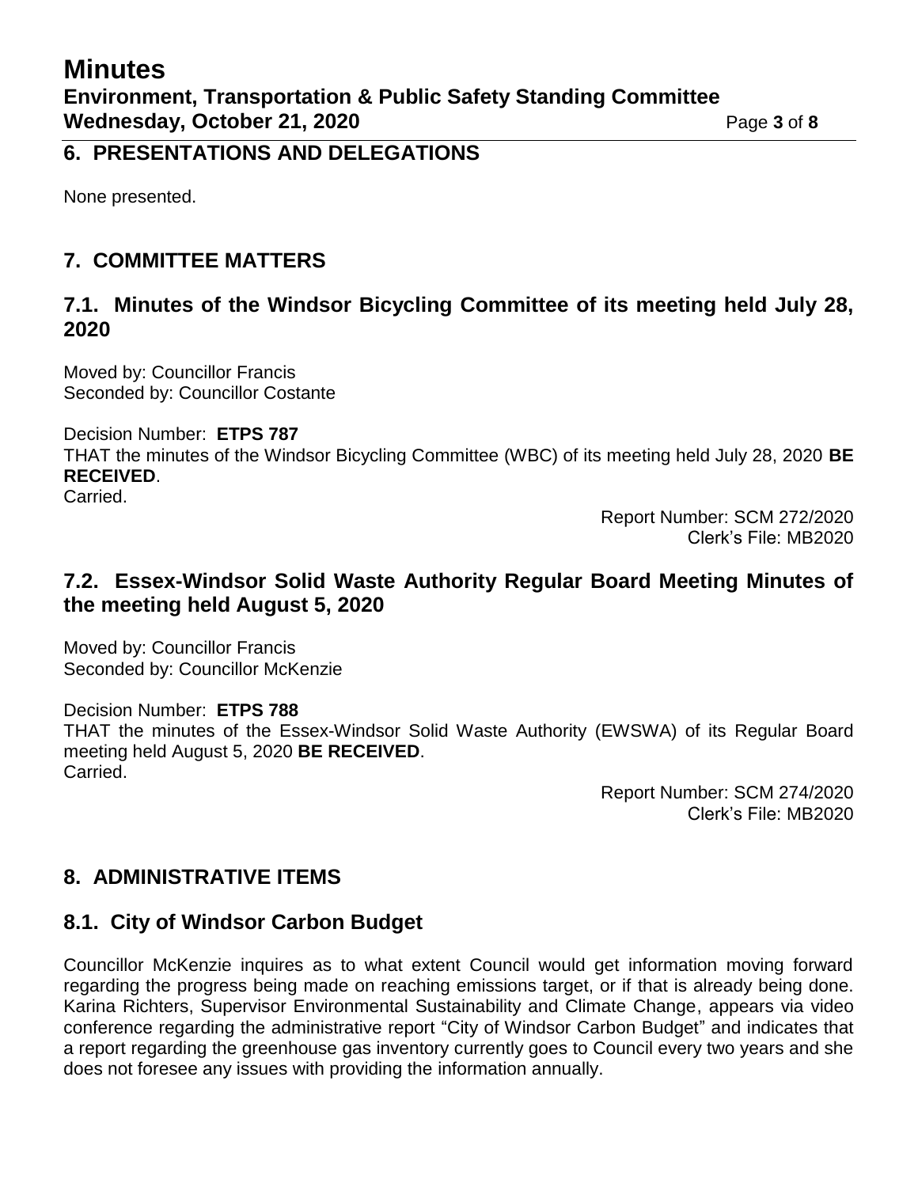## 6. PRESENTATIONS AND DELEGATIONS

None presented.

## 7. COMMITTEE MATTERS

### 7.1. Minutes of the Windsor Bicycling Committee of its meeting held July 28, 2020

Moved by: Councillor Francis
Seconded by: Councillor Costante

Decision Number: **ETPS 787**
THAT the minutes of the Windsor Bicycling Committee (WBC) of its meeting held July 28, 2020 **BE RECEIVED**.
Carried.

Report Number: SCM 272/2020
Clerk's File: MB2020

### 7.2. Essex-Windsor Solid Waste Authority Regular Board Meeting Minutes of the meeting held August 5, 2020

Moved by: Councillor Francis
Seconded by: Councillor McKenzie

Decision Number: **ETPS 788**
THAT the minutes of the Essex-Windsor Solid Waste Authority (EWSWA) of its Regular Board meeting held August 5, 2020 **BE RECEIVED**.
Carried.

Report Number: SCM 274/2020
Clerk's File: MB2020

## 8. ADMINISTRATIVE ITEMS

### 8.1. City of Windsor Carbon Budget

Councillor McKenzie inquires as to what extent Council would get information moving forward regarding the progress being made on reaching emissions target, or if that is already being done. Karina Richters, Supervisor Environmental Sustainability and Climate Change, appears via video conference regarding the administrative report "City of Windsor Carbon Budget" and indicates that a report regarding the greenhouse gas inventory currently goes to Council every two years and she does not foresee any issues with providing the information annually.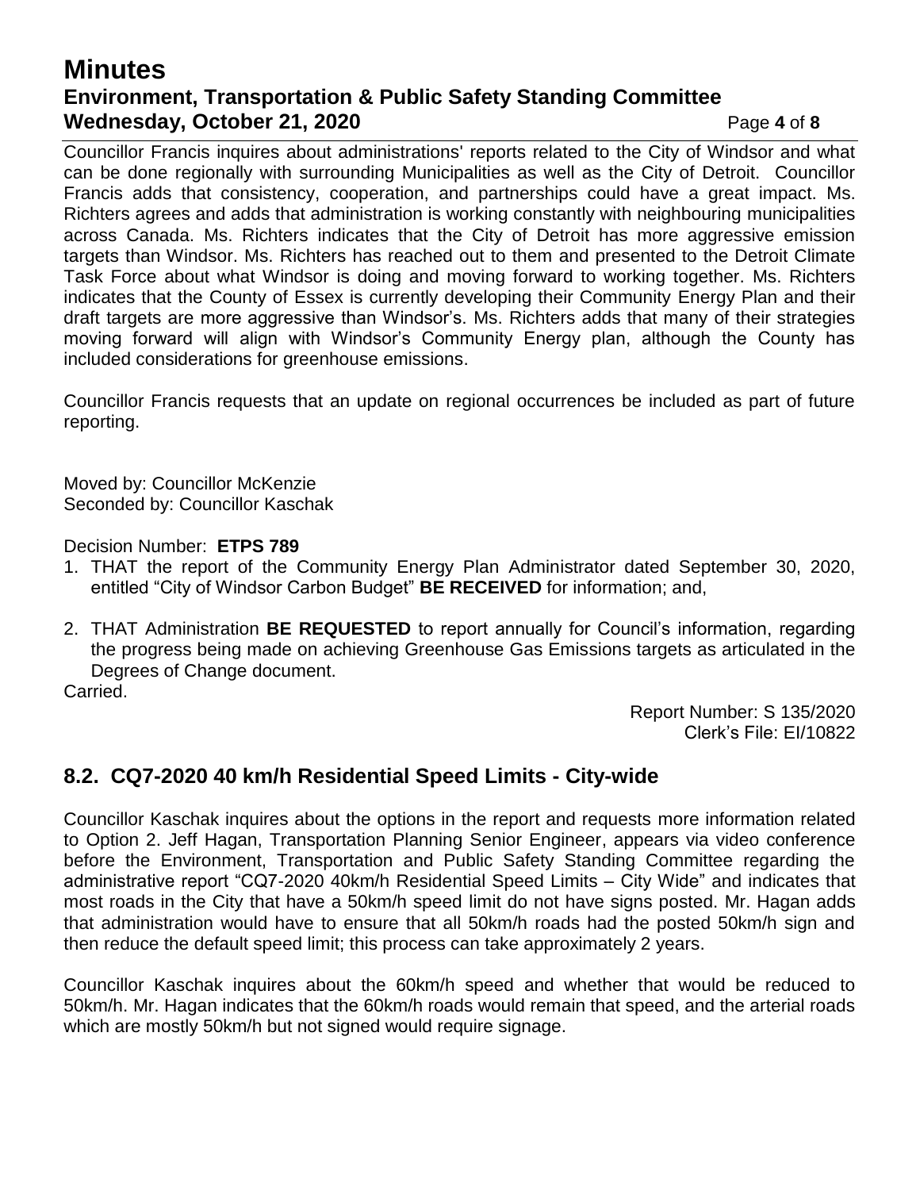Councillor Francis inquires about administrations' reports related to the City of Windsor and what can be done regionally with surrounding Municipalities as well as the City of Detroit. Councillor Francis adds that consistency, cooperation, and partnerships could have a great impact. Ms. Richters agrees and adds that administration is working constantly with neighbouring municipalities across Canada. Ms. Richters indicates that the City of Detroit has more aggressive emission targets than Windsor. Ms. Richters has reached out to them and presented to the Detroit Climate Task Force about what Windsor is doing and moving forward to working together. Ms. Richters indicates that the County of Essex is currently developing their Community Energy Plan and their draft targets are more aggressive than Windsor's. Ms. Richters adds that many of their strategies moving forward will align with Windsor's Community Energy plan, although the County has included considerations for greenhouse emissions.

Councillor Francis requests that an update on regional occurrences be included as part of future reporting.

Moved by: Councillor McKenzie
Seconded by: Councillor Kaschak

Decision Number: **ETPS 789**

1. THAT the report of the Community Energy Plan Administrator dated September 30, 2020, entitled "City of Windsor Carbon Budget" **BE RECEIVED** for information; and,
2. THAT Administration **BE REQUESTED** to report annually for Council's information, regarding the progress being made on achieving Greenhouse Gas Emissions targets as articulated in the Degrees of Change document.

Carried.

Report Number: S 135/2020
Clerk's File: EI/10822

## 8.2. CQ7-2020 40 km/h Residential Speed Limits - City-wide

Councillor Kaschak inquires about the options in the report and requests more information related to Option 2. Jeff Hagan, Transportation Planning Senior Engineer, appears via video conference before the Environment, Transportation and Public Safety Standing Committee regarding the administrative report "CQ7-2020 40km/h Residential Speed Limits – City Wide" and indicates that most roads in the City that have a 50km/h speed limit do not have signs posted. Mr. Hagan adds that administration would have to ensure that all 50km/h roads had the posted 50km/h sign and then reduce the default speed limit; this process can take approximately 2 years.

Councillor Kaschak inquires about the 60km/h speed and whether that would be reduced to 50km/h. Mr. Hagan indicates that the 60km/h roads would remain that speed, and the arterial roads which are mostly 50km/h but not signed would require signage.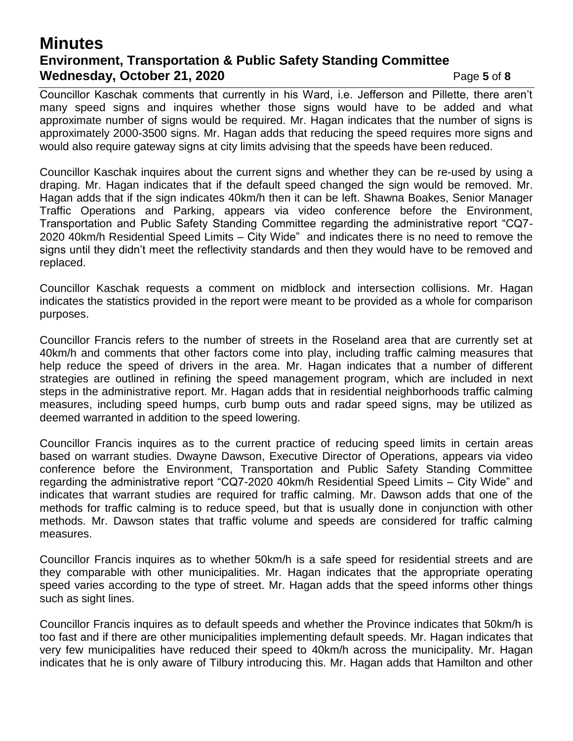Councillor Kaschak comments that currently in his Ward, i.e. Jefferson and Pillette, there aren't many speed signs and inquires whether those signs would have to be added and what approximate number of signs would be required. Mr. Hagan indicates that the number of signs is approximately 2000-3500 signs. Mr. Hagan adds that reducing the speed requires more signs and would also require gateway signs at city limits advising that the speeds have been reduced.

Councillor Kaschak inquires about the current signs and whether they can be re-used by using a draping. Mr. Hagan indicates that if the default speed changed the sign would be removed. Mr. Hagan adds that if the sign indicates 40km/h then it can be left. Shawna Boakes, Senior Manager Traffic Operations and Parking, appears via video conference before the Environment, Transportation and Public Safety Standing Committee regarding the administrative report "CQ7-2020 40km/h Residential Speed Limits – City Wide" and indicates there is no need to remove the signs until they didn't meet the reflectivity standards and then they would have to be removed and replaced.

Councillor Kaschak requests a comment on midblock and intersection collisions. Mr. Hagan indicates the statistics provided in the report were meant to be provided as a whole for comparison purposes.

Councillor Francis refers to the number of streets in the Roseland area that are currently set at 40km/h and comments that other factors come into play, including traffic calming measures that help reduce the speed of drivers in the area. Mr. Hagan indicates that a number of different strategies are outlined in refining the speed management program, which are included in next steps in the administrative report. Mr. Hagan adds that in residential neighborhoods traffic calming measures, including speed humps, curb bump outs and radar speed signs, may be utilized as deemed warranted in addition to the speed lowering.

Councillor Francis inquires as to the current practice of reducing speed limits in certain areas based on warrant studies. Dwayne Dawson, Executive Director of Operations, appears via video conference before the Environment, Transportation and Public Safety Standing Committee regarding the administrative report "CQ7-2020 40km/h Residential Speed Limits – City Wide" and indicates that warrant studies are required for traffic calming. Mr. Dawson adds that one of the methods for traffic calming is to reduce speed, but that is usually done in conjunction with other methods. Mr. Dawson states that traffic volume and speeds are considered for traffic calming measures.

Councillor Francis inquires as to whether 50km/h is a safe speed for residential streets and are they comparable with other municipalities. Mr. Hagan indicates that the appropriate operating speed varies according to the type of street. Mr. Hagan adds that the speed informs other things such as sight lines.

Councillor Francis inquires as to default speeds and whether the Province indicates that 50km/h is too fast and if there are other municipalities implementing default speeds. Mr. Hagan indicates that very few municipalities have reduced their speed to 40km/h across the municipality. Mr. Hagan indicates that he is only aware of Tilbury introducing this. Mr. Hagan adds that Hamilton and other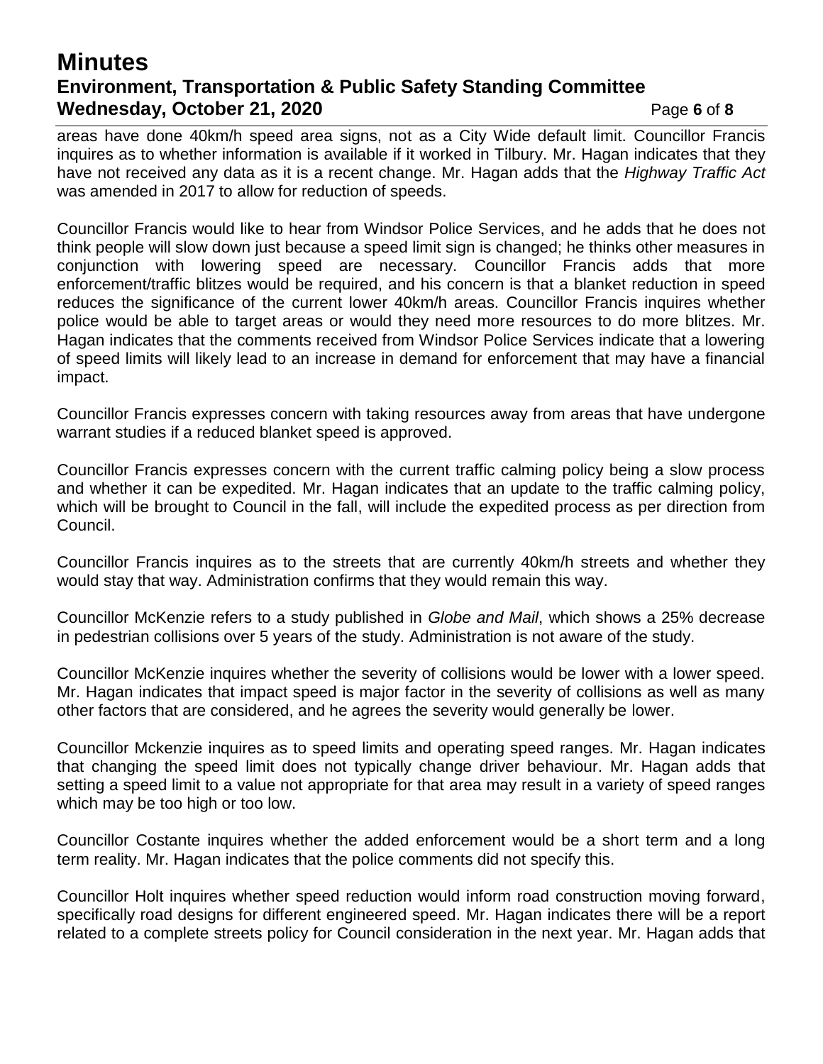areas have done 40km/h speed area signs, not as a City Wide default limit. Councillor Francis inquires as to whether information is available if it worked in Tilbury. Mr. Hagan indicates that they have not received any data as it is a recent change. Mr. Hagan adds that the *Highway Traffic Act* was amended in 2017 to allow for reduction of speeds.

Councillor Francis would like to hear from Windsor Police Services, and he adds that he does not think people will slow down just because a speed limit sign is changed; he thinks other measures in conjunction with lowering speed are necessary. Councillor Francis adds that more enforcement/traffic blitzes would be required, and his concern is that a blanket reduction in speed reduces the significance of the current lower 40km/h areas. Councillor Francis inquires whether police would be able to target areas or would they need more resources to do more blitzes. Mr. Hagan indicates that the comments received from Windsor Police Services indicate that a lowering of speed limits will likely lead to an increase in demand for enforcement that may have a financial impact.

Councillor Francis expresses concern with taking resources away from areas that have undergone warrant studies if a reduced blanket speed is approved.

Councillor Francis expresses concern with the current traffic calming policy being a slow process and whether it can be expedited. Mr. Hagan indicates that an update to the traffic calming policy, which will be brought to Council in the fall, will include the expedited process as per direction from Council.

Councillor Francis inquires as to the streets that are currently 40km/h streets and whether they would stay that way. Administration confirms that they would remain this way.

Councillor McKenzie refers to a study published in *Globe and Mail*, which shows a 25% decrease in pedestrian collisions over 5 years of the study. Administration is not aware of the study.

Councillor McKenzie inquires whether the severity of collisions would be lower with a lower speed. Mr. Hagan indicates that impact speed is major factor in the severity of collisions as well as many other factors that are considered, and he agrees the severity would generally be lower.

Councillor Mckenzie inquires as to speed limits and operating speed ranges. Mr. Hagan indicates that changing the speed limit does not typically change driver behaviour. Mr. Hagan adds that setting a speed limit to a value not appropriate for that area may result in a variety of speed ranges which may be too high or too low.

Councillor Costante inquires whether the added enforcement would be a short term and a long term reality. Mr. Hagan indicates that the police comments did not specify this.

Councillor Holt inquires whether speed reduction would inform road construction moving forward, specifically road designs for different engineered speed. Mr. Hagan indicates there will be a report related to a complete streets policy for Council consideration in the next year. Mr. Hagan adds that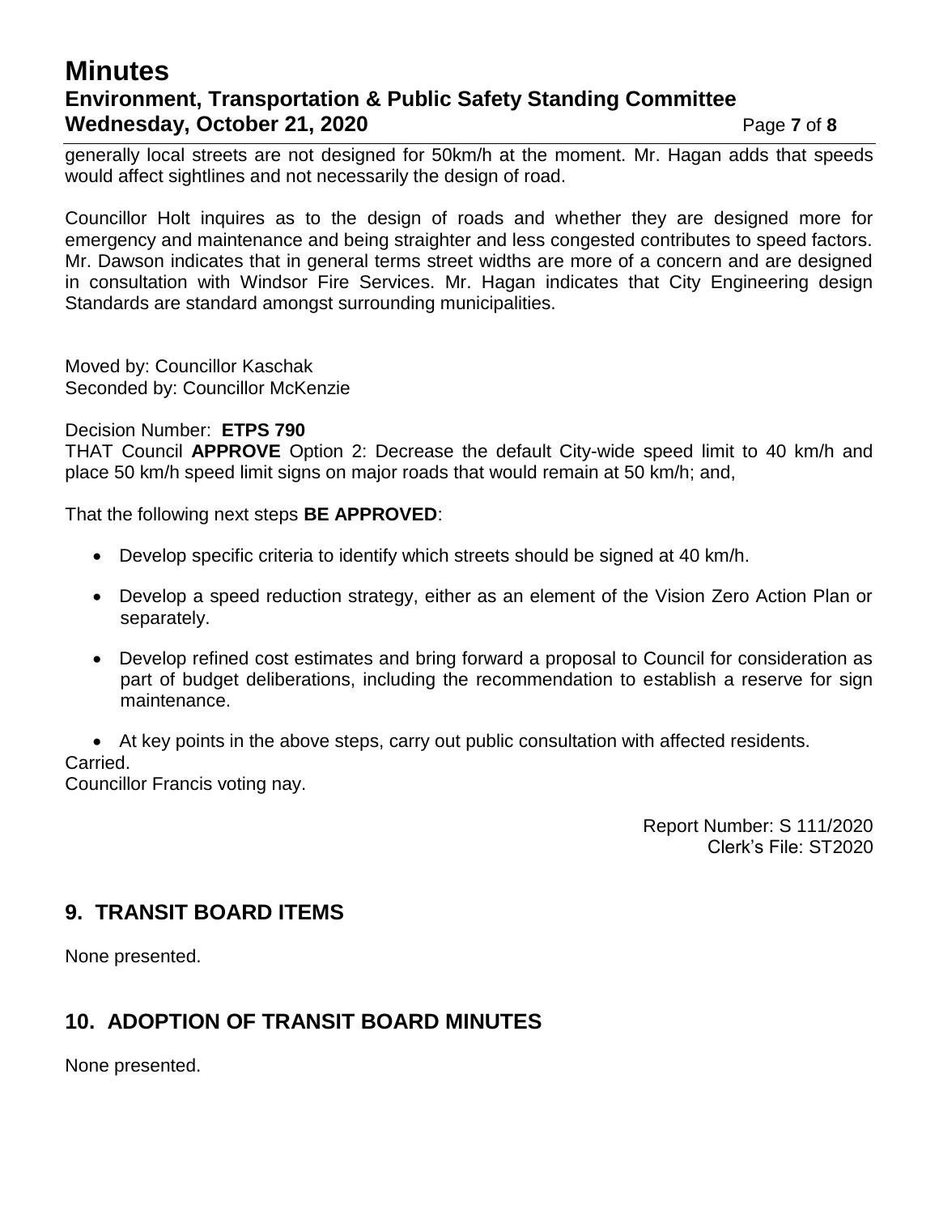generally local streets are not designed for 50km/h at the moment. Mr. Hagan adds that speeds would affect sightlines and not necessarily the design of road.

Councillor Holt inquires as to the design of roads and whether they are designed more for emergency and maintenance and being straighter and less congested contributes to speed factors. Mr. Dawson indicates that in general terms street widths are more of a concern and are designed in consultation with Windsor Fire Services. Mr. Hagan indicates that City Engineering design Standards are standard amongst surrounding municipalities.

Moved by: Councillor Kaschak
Seconded by: Councillor McKenzie

Decision Number: **ETPS 790**
THAT Council **APPROVE** Option 2: Decrease the default City-wide speed limit to 40 km/h and place 50 km/h speed limit signs on major roads that would remain at 50 km/h; and,

That the following next steps **BE APPROVED**:

- Develop specific criteria to identify which streets should be signed at 40 km/h.
- Develop a speed reduction strategy, either as an element of the Vision Zero Action Plan or separately.
- Develop refined cost estimates and bring forward a proposal to Council for consideration as part of budget deliberations, including the recommendation to establish a reserve for sign maintenance.
- At key points in the above steps, carry out public consultation with affected residents.

Carried.
Councillor Francis voting nay.

Report Number: S 111/2020
Clerk's File: ST2020

## 9. TRANSIT BOARD ITEMS

None presented.

## 10. ADOPTION OF TRANSIT BOARD MINUTES

None presented.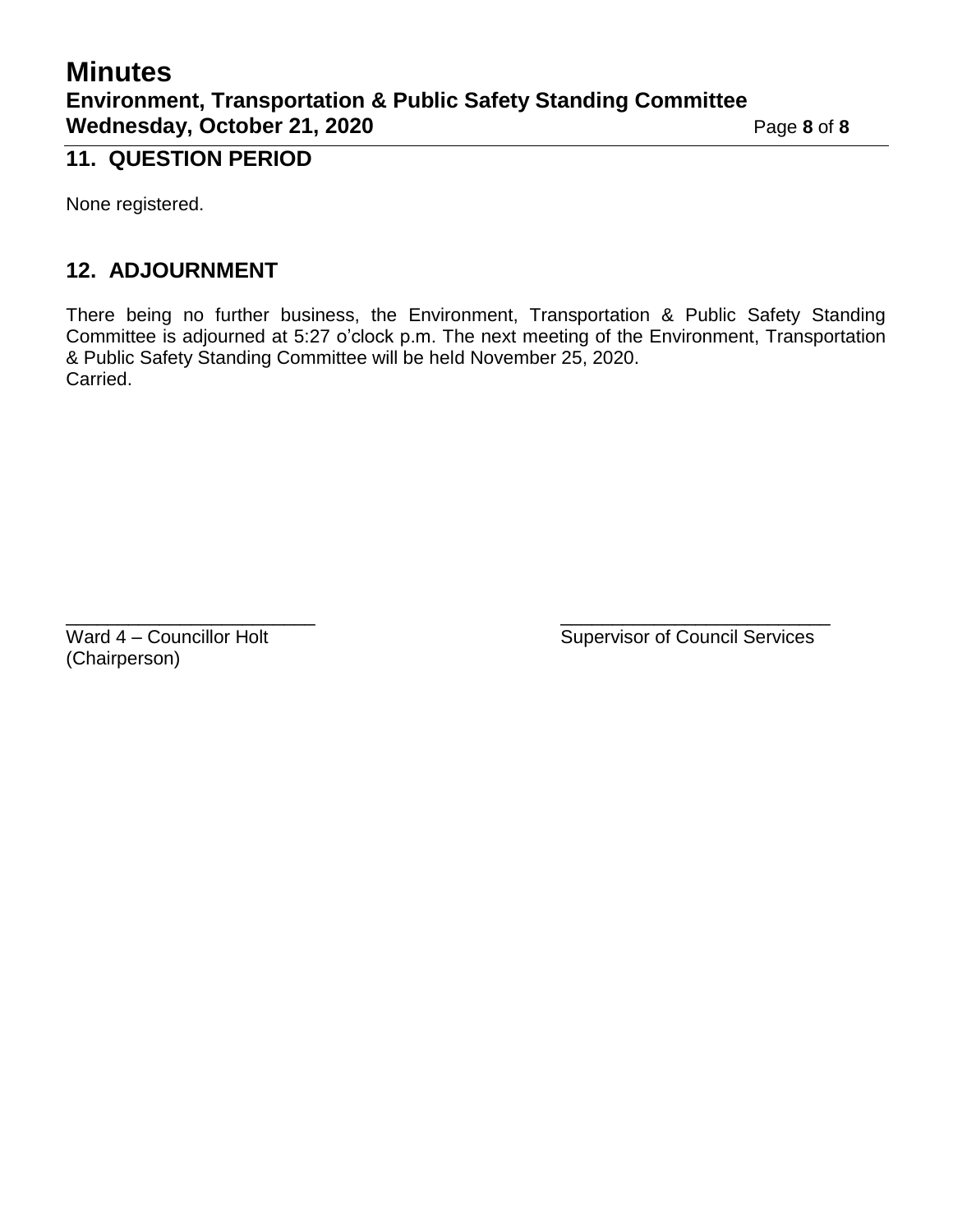## 11. QUESTION PERIOD

None registered.

## 12. ADJOURNMENT

There being no further business, the Environment, Transportation & Public Safety Standing Committee is adjourned at 5:27 o'clock p.m. The next meeting of the Environment, Transportation & Public Safety Standing Committee will be held November 25, 2020.
Carried.

\_\_\_\_\_\_\_\_\_\_\_\_\_\_\_\_\_\_\_\_\_\_\_\_\_
Ward 4 – Councillor Holt
(Chairperson)

\_\_\_\_\_\_\_\_\_\_\_\_\_\_\_\_\_\_\_\_\_\_\_\_\_
Supervisor of Council Services